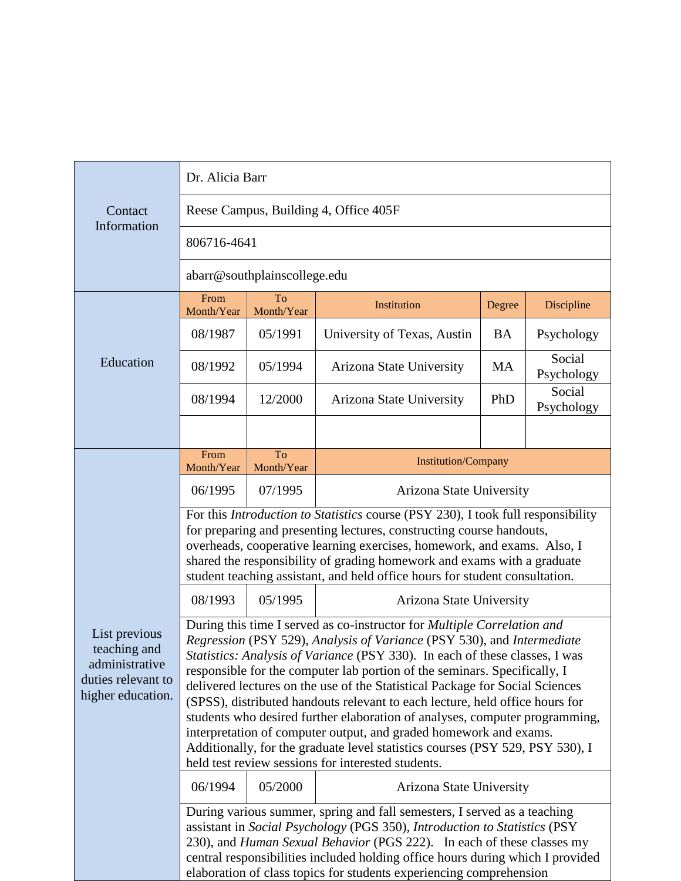| | | | | | |
|---|---|---|---|---|---|
| Contact Information | Dr. Alicia Barr | | | | |
| | Reese Campus, Building 4, Office 405F | | | | |
| | 806716-4641 | | | | |
| | abarr@southplainscollege.edu | | | | |

| Education | From Month/Year | To Month/Year | Institution | Degree | Discipline |
|---|---|---|---|---|---|
| | 08/1987 | 05/1991 | University of Texas, Austin | BA | Psychology |
| | 08/1992 | 05/1994 | Arizona State University | MA | Social Psychology |
| | 08/1994 | 12/2000 | Arizona State University | PhD | Social Psychology |
| | | | | | |

| List previous teaching and administrative duties relevant to higher education. | From Month/Year | To Month/Year | Institution/Company |
|---|---|---|---|
| | 06/1995 | 07/1995 | Arizona State University |
| | For this *Introduction to Statistics* course (PSY 230), I took full responsibility for preparing and presenting lectures, constructing course handouts, overheads, cooperative learning exercises, homework, and exams. Also, I shared the responsibility of grading homework and exams with a graduate student teaching assistant, and held office hours for student consultation. | | |
| | 08/1993 | 05/1995 | Arizona State University |
| | During this time I served as co-instructor for *Multiple Correlation and Regression* (PSY 529), *Analysis of Variance* (PSY 530), and *Intermediate Statistics: Analysis of Variance* (PSY 330). In each of these classes, I was responsible for the computer lab portion of the seminars. Specifically, I delivered lectures on the use of the Statistical Package for Social Sciences (SPSS), distributed handouts relevant to each lecture, held office hours for students who desired further elaboration of analyses, computer programming, interpretation of computer output, and graded homework and exams. Additionally, for the graduate level statistics courses (PSY 529, PSY 530), I held test review sessions for interested students. | | |
| | 06/1994 | 05/2000 | Arizona State University |
| | During various summer, spring and fall semesters, I served as a teaching assistant in *Social Psychology* (PGS 350), *Introduction to Statistics* (PSY 230), and *Human Sexual Behavior* (PGS 222). In each of these classes my central responsibilities included holding office hours during which I provided elaboration of class topics for students experiencing comprehension | | |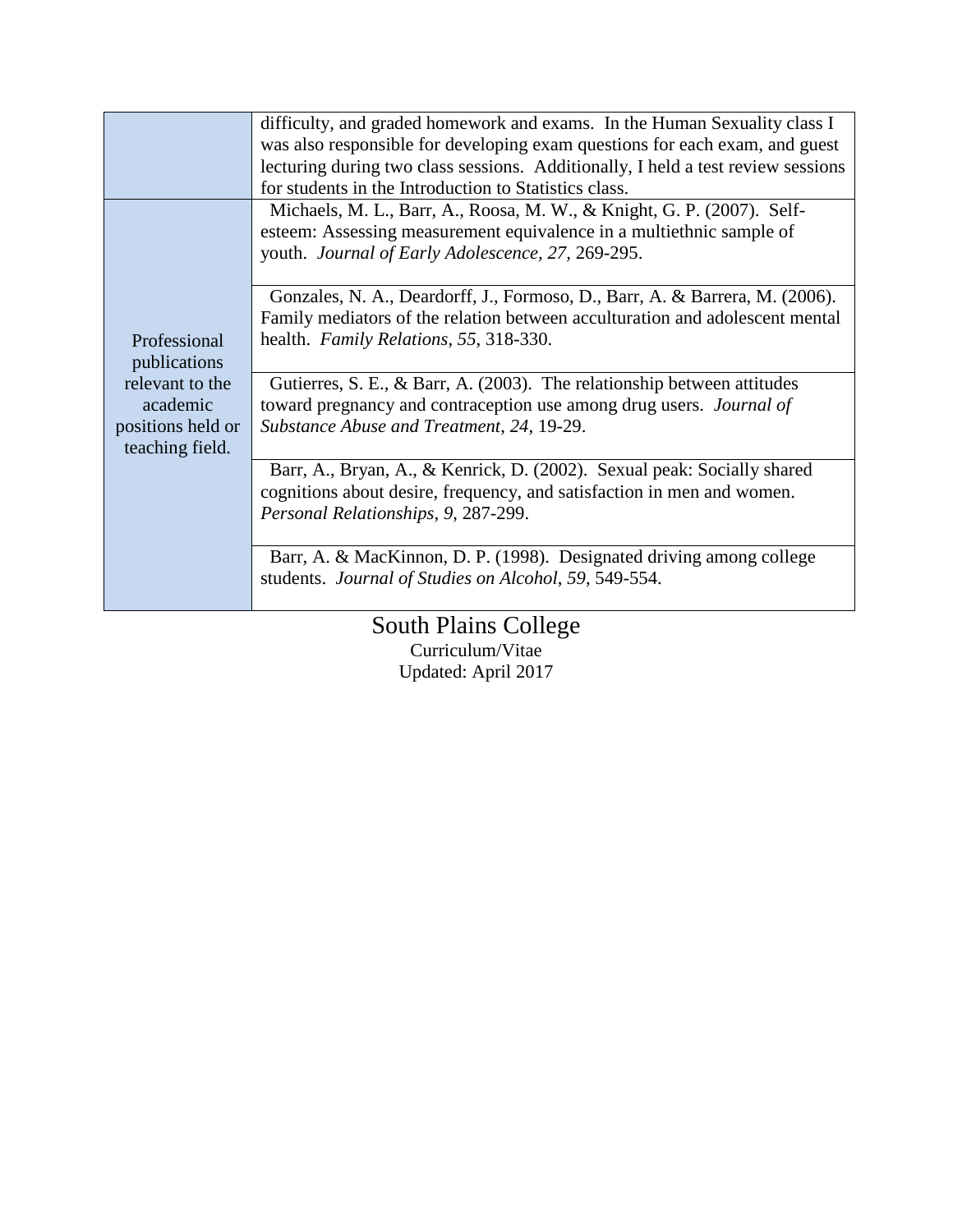| | |
|---|---|
| | difficulty, and graded homework and exams. In the Human Sexuality class I was also responsible for developing exam questions for each exam, and guest lecturing during two class sessions. Additionally, I held a test review sessions for students in the Introduction to Statistics class. |
| Professional publications relevant to the academic positions held or teaching field. | Michaels, M. L., Barr, A., Roosa, M. W., & Knight, G. P. (2007). Self-esteem: Assessing measurement equivalence in a multiethnic sample of youth. *Journal of Early Adolescence*, *27*, 269-295. |
| | Gonzales, N. A., Deardorff, J., Formoso, D., Barr, A. & Barrera, M. (2006). Family mediators of the relation between acculturation and adolescent mental health. *Family Relations*, *55*, 318-330. |
| | Gutierres, S. E., & Barr, A. (2003). The relationship between attitudes toward pregnancy and contraception use among drug users. *Journal of Substance Abuse and Treatment*, *24*, 19-29. |
| | Barr, A., Bryan, A., & Kenrick, D. (2002). Sexual peak: Socially shared cognitions about desire, frequency, and satisfaction in men and women. *Personal Relationships*, *9*, 287-299. |
| | Barr, A. & MacKinnon, D. P. (1998). Designated driving among college students. *Journal of Studies on Alcohol*, *59*, 549-554. |

South Plains College
Curriculum/Vitae
Updated: April 2017